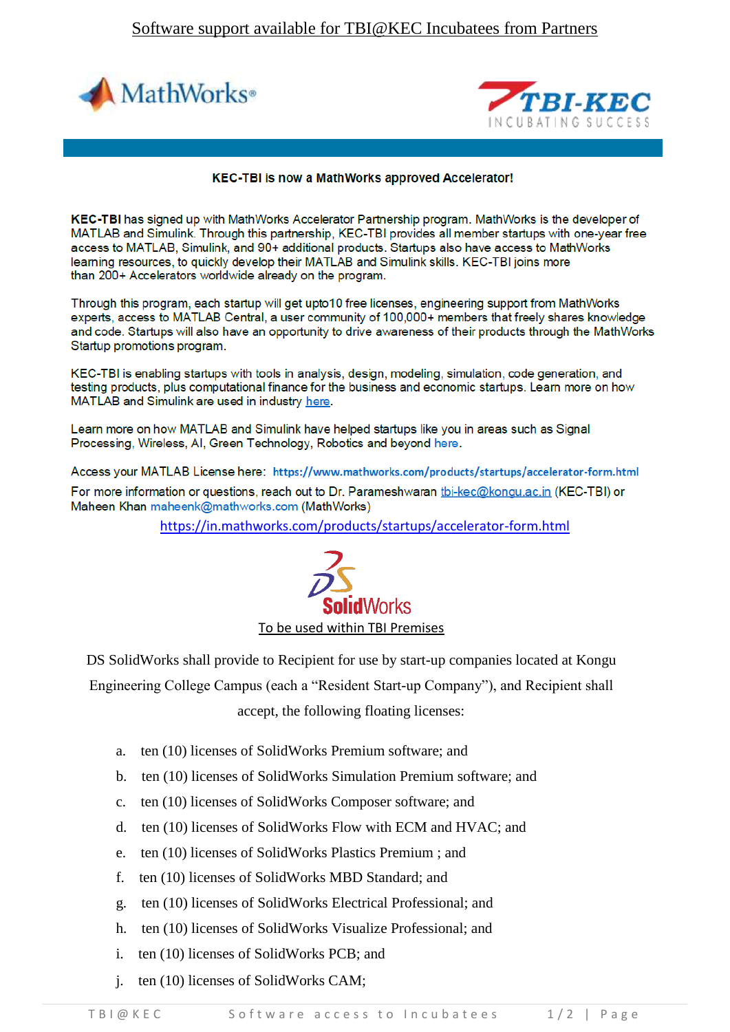# Software support available for TBI@KEC Incubatees from Partners

MathWorks®

TBI-KEC INCUBATING SUCCESS

**KEC-TBI is now a MathWorks approved Accelerator!**

**KEC-TBI** has signed up with MathWorks Accelerator Partnership program. MathWorks is the developer of MATLAB and Simulink. Through this partnership, KEC-TBI provides all member startups with one-year free access to MATLAB, Simulink, and 90+ additional products. Startups also have access to MathWorks learning resources, to quickly develop their MATLAB and Simulink skills. KEC-TBI joins more than 200+ Accelerators worldwide already on the program.

Through this program, each startup will get upto10 free licenses, engineering support from MathWorks experts, access to MATLAB Central, a user community of 100,000+ members that freely shares knowledge and code. Startups will also have an opportunity to drive awareness of their products through the MathWorks Startup promotions program.

KEC-TBI is enabling startups with tools in analysis, design, modeling, simulation, code generation, and testing products, plus computational finance for the business and economic startups. Learn more on how MATLAB and Simulink are used in industry here.

Learn more on how MATLAB and Simulink have helped startups like you in areas such as Signal Processing, Wireless, AI, Green Technology, Robotics and beyond here.

Access your MATLAB License here: https://www.mathworks.com/products/startups/accelerator-form.html

For more information or questions, reach out to Dr. Parameshwaran tbi-kec@kongu.ac.in (KEC-TBI) or Maheen Khan maheenk@mathworks.com (MathWorks)

https://in.mathworks.com/products/startups/accelerator-form.html

SolidWorks

To be used within TBI Premises

DS SolidWorks shall provide to Recipient for use by start-up companies located at Kongu Engineering College Campus (each a "Resident Start-up Company"), and Recipient shall accept, the following floating licenses:

a. ten (10) licenses of SolidWorks Premium software; and
b. ten (10) licenses of SolidWorks Simulation Premium software; and
c. ten (10) licenses of SolidWorks Composer software; and
d. ten (10) licenses of SolidWorks Flow with ECM and HVAC; and
e. ten (10) licenses of SolidWorks Plastics Premium ; and
f. ten (10) licenses of SolidWorks MBD Standard; and
g. ten (10) licenses of SolidWorks Electrical Professional; and
h. ten (10) licenses of SolidWorks Visualize Professional; and
i. ten (10) licenses of SolidWorks PCB; and
j. ten (10) licenses of SolidWorks CAM;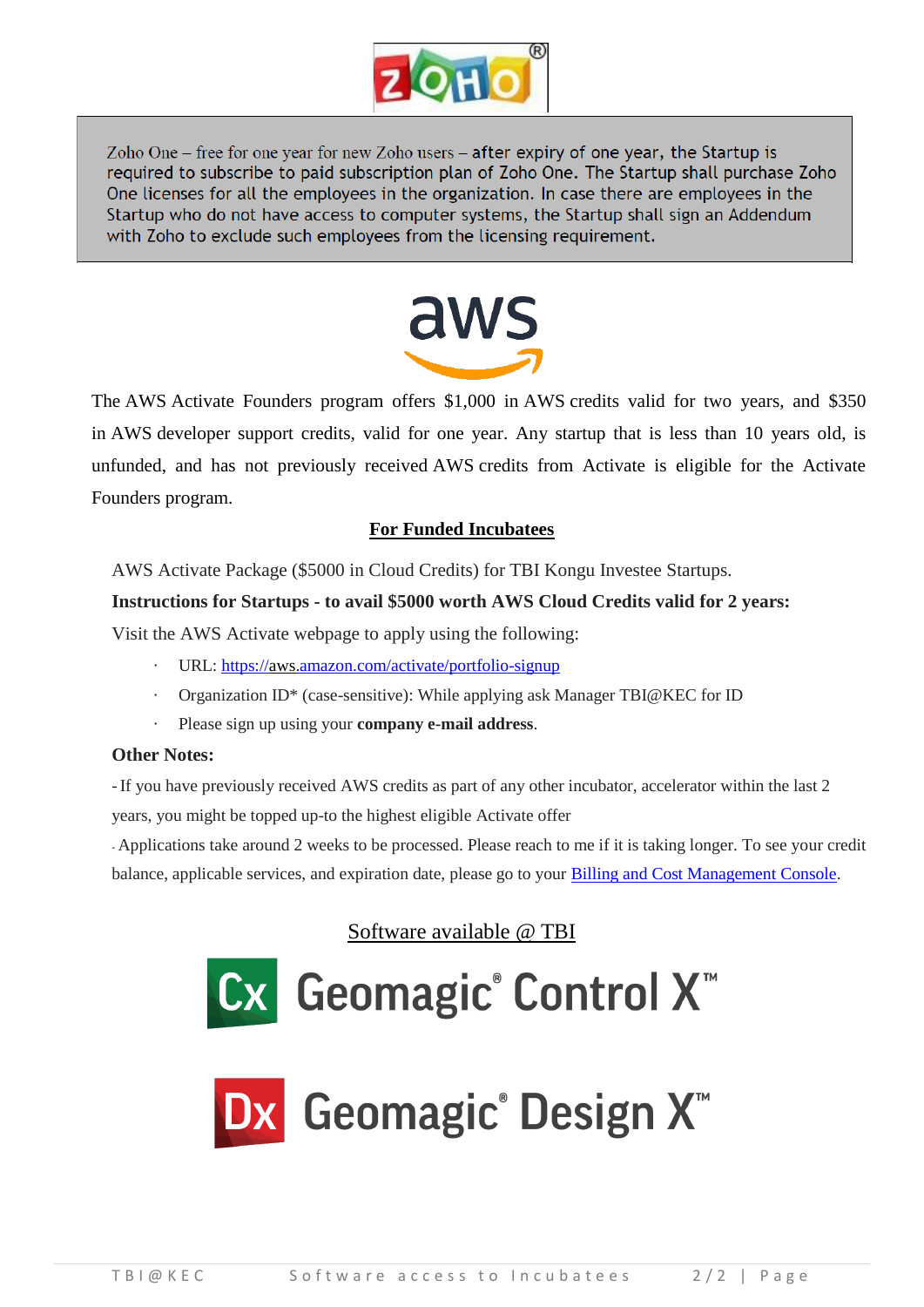Zoho One – free for one year for new Zoho users – after expiry of one year, the Startup is required to subscribe to paid subscription plan of Zoho One. The Startup shall purchase Zoho One licenses for all the employees in the organization. In case there are employees in the Startup who do not have access to computer systems, the Startup shall sign an Addendum with Zoho to exclude such employees from the licensing requirement.

The AWS Activate Founders program offers $1,000 in AWS credits valid for two years, and $350 in AWS developer support credits, valid for one year. Any startup that is less than 10 years old, is unfunded, and has not previously received AWS credits from Activate is eligible for the Activate Founders program.

**For Funded Incubatees**

AWS Activate Package ($5000 in Cloud Credits) for TBI Kongu Investee Startups.

**Instructions for Startups - to avail $5000 worth AWS Cloud Credits valid for 2 years:**

Visit the AWS Activate webpage to apply using the following:

- URL: https://aws.amazon.com/activate/portfolio-signup
- Organization ID* (case-sensitive): While applying ask Manager TBI@KEC for ID
- Please sign up using your **company e-mail address**.

**Other Notes:**

- If you have previously received AWS credits as part of any other incubator, accelerator within the last 2 years, you might be topped up-to the highest eligible Activate offer
- Applications take around 2 weeks to be processed. Please reach to me if it is taking longer. To see your credit balance, applicable services, and expiration date, please go to your Billing and Cost Management Console.

Software available @ TBI

Cx Geomagic® Control X™

Dx Geomagic® Design X™